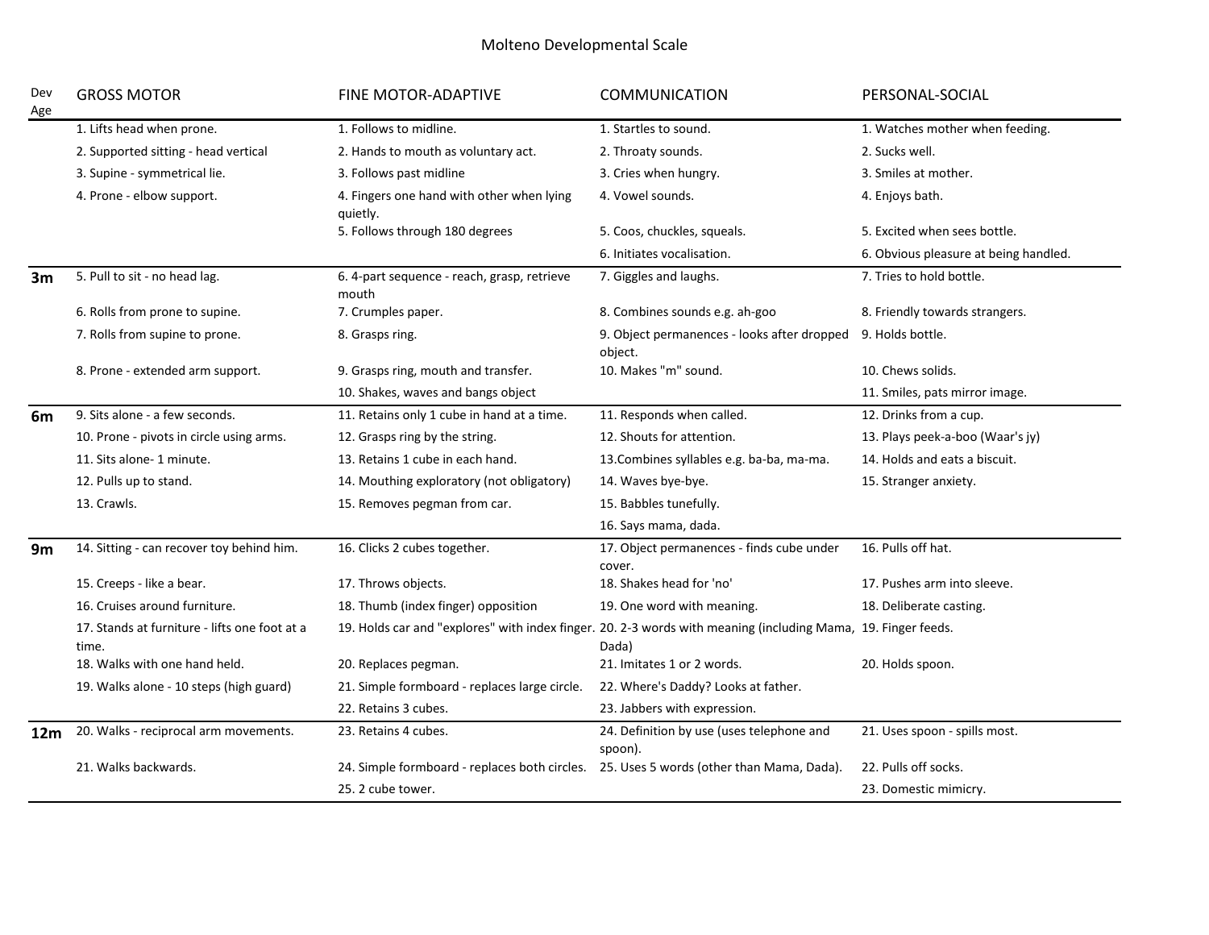# Molteno Developmental Scale

| Dev Age | GROSS MOTOR | FINE MOTOR-ADAPTIVE | COMMUNICATION | PERSONAL-SOCIAL |
|---|---|---|---|---|
| | 1. Lifts head when prone. | 1. Follows to midline. | 1. Startles to sound. | 1. Watches mother when feeding. |
| | 2. Supported sitting - head vertical | 2. Hands to mouth as voluntary act. | 2. Throaty sounds. | 2. Sucks well. |
| | 3. Supine - symmetrical lie. | 3. Follows past midline | 3. Cries when hungry. | 3. Smiles at mother. |
| | 4. Prone - elbow support. | 4. Fingers one hand with other when lying quietly. | 4. Vowel sounds. | 4. Enjoys bath. |
| | | 5. Follows through 180 degrees | 5. Coos, chuckles, squeals. | 5. Excited when sees bottle. |
| | | | 6. Initiates vocalisation. | 6. Obvious pleasure at being handled. |
| **3m** | 5. Pull to sit - no head lag. | 6. 4-part sequence - reach, grasp, retrieve mouth | 7. Giggles and laughs. | 7. Tries to hold bottle. |
| | 6. Rolls from prone to supine. | 7. Crumples paper. | 8. Combines sounds e.g. ah-goo | 8. Friendly towards strangers. |
| | 7. Rolls from supine to prone. | 8. Grasps ring. | 9. Object permanences - looks after dropped object. | 9. Holds bottle. |
| | 8. Prone - extended arm support. | 9. Grasps ring, mouth and transfer. | 10. Makes "m" sound. | 10. Chews solids. |
| | | 10. Shakes, waves and bangs object | | 11. Smiles, pats mirror image. |
| **6m** | 9. Sits alone - a few seconds. | 11. Retains only 1 cube in hand at a time. | 11. Responds when called. | 12. Drinks from a cup. |
| | 10. Prone - pivots in circle using arms. | 12. Grasps ring by the string. | 12. Shouts for attention. | 13. Plays peek-a-boo (Waar's jy) |
| | 11. Sits alone- 1 minute. | 13. Retains 1 cube in each hand. | 13.Combines syllables e.g. ba-ba, ma-ma. | 14. Holds and eats a biscuit. |
| | 12. Pulls up to stand. | 14. Mouthing exploratory (not obligatory) | 14. Waves bye-bye. | 15. Stranger anxiety. |
| | 13. Crawls. | 15. Removes pegman from car. | 15. Babbles tunefully. | |
| | | | 16. Says mama, dada. | |
| **9m** | 14. Sitting - can recover toy behind him. | 16. Clicks 2 cubes together. | 17. Object permanences - finds cube under cover. | 16. Pulls off hat. |
| | 15. Creeps - like a bear. | 17. Throws objects. | 18. Shakes head for 'no' | 17. Pushes arm into sleeve. |
| | 16. Cruises around furniture. | 18. Thumb (index finger) opposition | 19. One word with meaning. | 18. Deliberate casting. |
| | 17. Stands at furniture - lifts one foot at a time. | 19. Holds car and "explores" with index finger. | 20. 2-3 words with meaning (including Mama, Dada) | 19. Finger feeds. |
| | 18. Walks with one hand held. | 20. Replaces pegman. | 21. Imitates 1 or 2 words. | 20. Holds spoon. |
| | 19. Walks alone - 10 steps (high guard) | 21. Simple formboard - replaces large circle. | 22. Where's Daddy? Looks at father. | |
| | | 22. Retains 3 cubes. | 23. Jabbers with expression. | |
| **12m** | 20. Walks - reciprocal arm movements. | 23. Retains 4 cubes. | 24. Definition by use (uses telephone and spoon). | 21. Uses spoon - spills most. |
| | 21. Walks backwards. | 24. Simple formboard - replaces both circles. | 25. Uses 5 words (other than Mama, Dada). | 22. Pulls off socks. |
| | | 25. 2 cube tower. | | 23. Domestic mimicry. |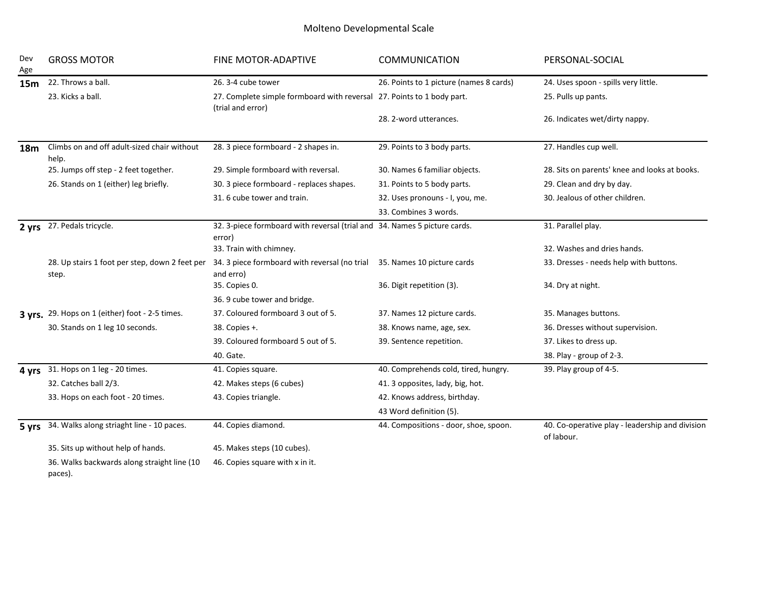# Molteno Developmental Scale

| Dev Age | GROSS MOTOR | FINE MOTOR-ADAPTIVE | COMMUNICATION | PERSONAL-SOCIAL |
|---|---|---|---|---|
| **15m** | 22. Throws a ball. | 26. 3-4 cube tower | 26. Points to 1 picture (names 8 cards) | 24. Uses spoon - spills very little. |
| | 23. Kicks a ball. | 27. Complete simple formboard with reversal (trial and error) | 27. Points to 1 body part. | 25. Pulls up pants. |
| | | | 28. 2-word utterances. | 26. Indicates wet/dirty nappy. |
| **18m** | Climbs on and off adult-sized chair without help. | 28. 3 piece formboard - 2 shapes in. | 29. Points to 3 body parts. | 27. Handles cup well. |
| | 25. Jumps off step - 2 feet together. | 29. Simple formboard with reversal. | 30. Names 6 familiar objects. | 28. Sits on parents' knee and looks at books. |
| | 26. Stands on 1 (either) leg briefly. | 30. 3 piece formboard - replaces shapes. | 31. Points to 5 body parts. | 29. Clean and dry by day. |
| | | 31. 6 cube tower and train. | 32. Uses pronouns - I, you, me. | 30. Jealous of other children. |
| | | | 33. Combines 3 words. | |
| **2 yrs** | 27. Pedals tricycle. | 32. 3-piece formboard with reversal (trial and error) | 34. Names 5 picture cards. | 31. Parallel play. |
| | | 33. Train with chimney. | | 32. Washes and dries hands. |
| | 28. Up stairs 1 foot per step, down 2 feet per step. | 34. 3 piece formboard with reversal (no trial and erro) | 35. Names 10 picture cards | 33. Dresses - needs help with buttons. |
| | | 35. Copies 0. | 36. Digit repetition (3). | 34. Dry at night. |
| | | 36. 9 cube tower and bridge. | | |
| **3 yrs.** | 29. Hops on 1 (either) foot - 2-5 times. | 37. Coloured formboard 3 out of 5. | 37. Names 12 picture cards. | 35. Manages buttons. |
| | 30. Stands on 1 leg 10 seconds. | 38. Copies +. | 38. Knows name, age, sex. | 36. Dresses without supervision. |
| | | 39. Coloured formboard 5 out of 5. | 39. Sentence repetition. | 37. Likes to dress up. |
| | | 40. Gate. | | 38. Play - group of 2-3. |
| **4 yrs** | 31. Hops on 1 leg - 20 times. | 41. Copies square. | 40. Comprehends cold, tired, hungry. | 39. Play group of 4-5. |
| | 32. Catches ball 2/3. | 42. Makes steps (6 cubes) | 41. 3 opposites, lady, big, hot. | |
| | 33. Hops on each foot - 20 times. | 43. Copies triangle. | 42. Knows address, birthday. | |
| | | | 43 Word definition (5). | |
| **5 yrs** | 34. Walks along striaght line - 10 paces. | 44. Copies diamond. | 44. Compositions - door, shoe, spoon. | 40. Co-operative play - leadership and division of labour. |
| | 35. Sits up without help of hands. | 45. Makes steps (10 cubes). | | |
| | 36. Walks backwards along straight line (10 paces). | 46. Copies square with x in it. | | |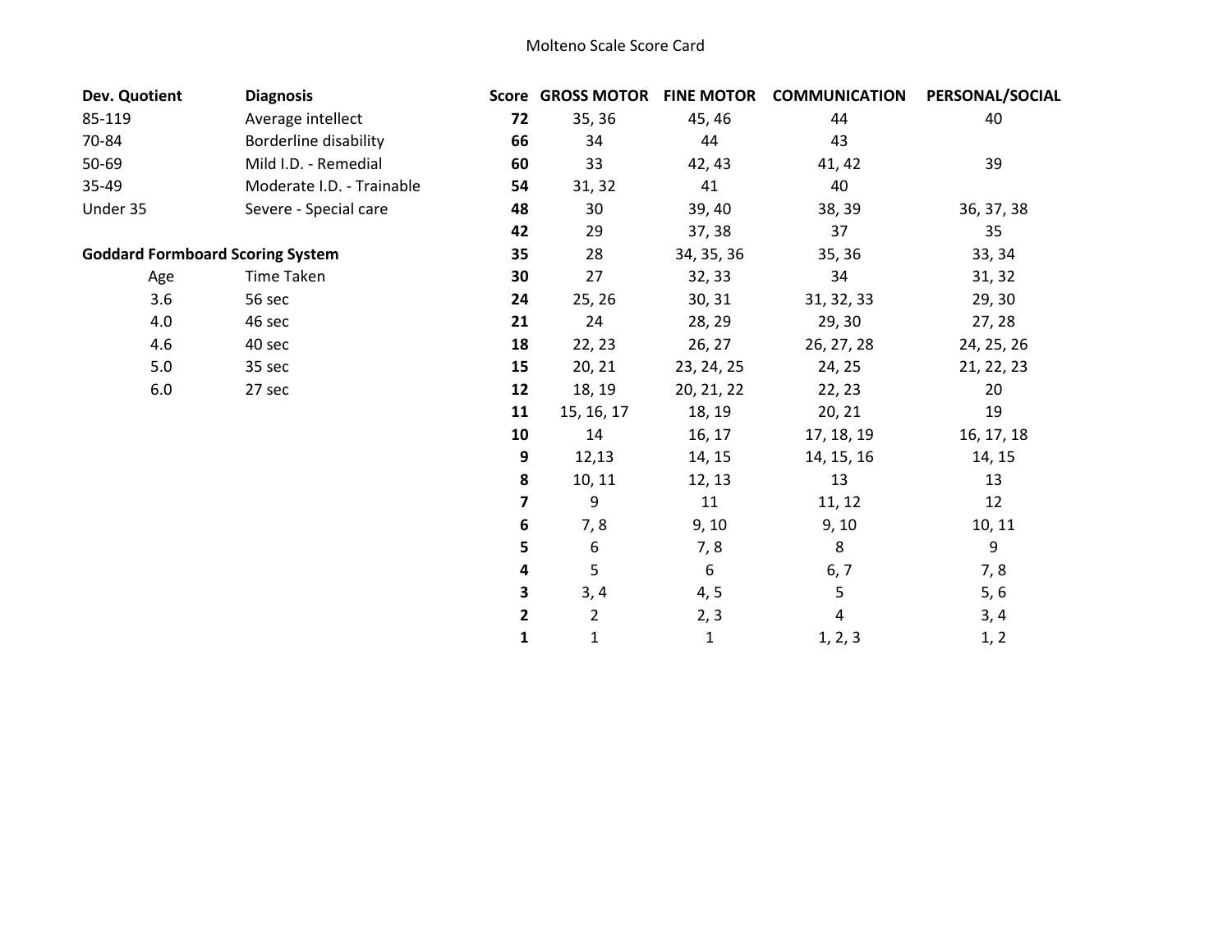Molteno Scale Score Card

| Dev. Quotient | Diagnosis |
|---|---|
| 85-119 | Average intellect |
| 70-84 | Borderline disability |
| 50-69 | Mild I.D. - Remedial |
| 35-49 | Moderate I.D. - Trainable |
| Under 35 | Severe - Special care |

**Goddard Formboard Scoring System**

| Age | Time Taken |
|---|---|
| 3.6 | 56 sec |
| 4.0 | 46 sec |
| 4.6 | 40 sec |
| 5.0 | 35 sec |
| 6.0 | 27 sec |

| Score | GROSS MOTOR | FINE MOTOR | COMMUNICATION | PERSONAL/SOCIAL |
|---|---|---|---|---|
| **72** | 35, 36 | 45, 46 | 44 | 40 |
| **66** | 34 | 44 | 43 | |
| **60** | 33 | 42, 43 | 41, 42 | 39 |
| **54** | 31, 32 | 41 | 40 | |
| **48** | 30 | 39, 40 | 38, 39 | 36, 37, 38 |
| **42** | 29 | 37, 38 | 37 | 35 |
| **35** | 28 | 34, 35, 36 | 35, 36 | 33, 34 |
| **30** | 27 | 32, 33 | 34 | 31, 32 |
| **24** | 25, 26 | 30, 31 | 31, 32, 33 | 29, 30 |
| **21** | 24 | 28, 29 | 29, 30 | 27, 28 |
| **18** | 22, 23 | 26, 27 | 26, 27, 28 | 24, 25, 26 |
| **15** | 20, 21 | 23, 24, 25 | 24, 25 | 21, 22, 23 |
| **12** | 18, 19 | 20, 21, 22 | 22, 23 | 20 |
| **11** | 15, 16, 17 | 18, 19 | 20, 21 | 19 |
| **10** | 14 | 16, 17 | 17, 18, 19 | 16, 17, 18 |
| **9** | 12,13 | 14, 15 | 14, 15, 16 | 14, 15 |
| **8** | 10, 11 | 12, 13 | 13 | 13 |
| **7** | 9 | 11 | 11, 12 | 12 |
| **6** | 7, 8 | 9, 10 | 9, 10 | 10, 11 |
| **5** | 6 | 7, 8 | 8 | 9 |
| **4** | 5 | 6 | 6, 7 | 7, 8 |
| **3** | 3, 4 | 4, 5 | 5 | 5, 6 |
| **2** | 2 | 2, 3 | 4 | 3, 4 |
| **1** | 1 | 1 | 1, 2, 3 | 1, 2 |